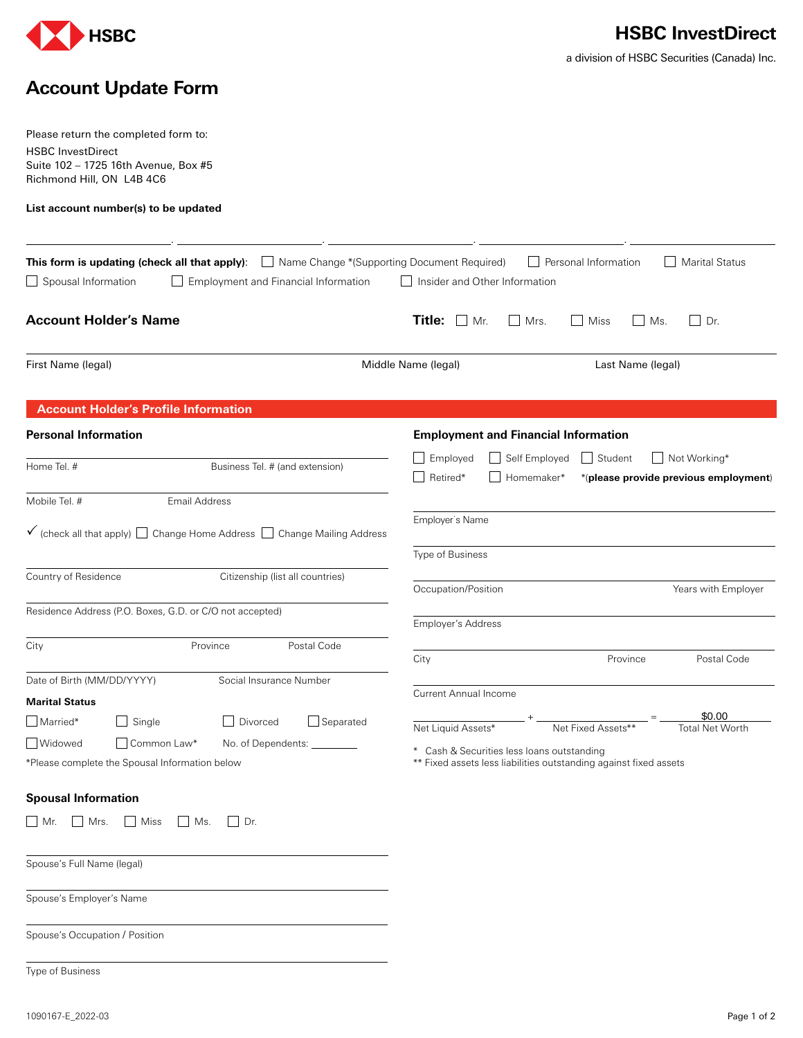HSBC

# HSBC InvestDirect

a division of HSBC Securities (Canada) Inc.

# Account Update Form

Please return the completed form to:

HSBC InvestDirect
Suite 102 – 1725 16th Avenue, Box #5
Richmond Hill, ON L4B 4C6

**List account number(s) to be updated**

______________ , ______________ , ______________ , ______________ , ______________

**This form is updating (check all that apply):** ☐ Name Change *(Supporting Document Required) ☐ Personal Information ☐ Marital Status ☐ Spousal Information ☐ Employment and Financial Information ☐ Insider and Other Information

## Account Holder's Name

**Title:** ☐ Mr. ☐ Mrs. ☐ Miss ☐ Ms. ☐ Dr.

First Name (legal) | Middle Name (legal) | Last Name (legal)

## Account Holder's Profile Information

### Personal Information

Home Tel. # | Business Tel. # (and extension)

Mobile Tel. # | Email Address

✓ (check all that apply) ☐ Change Home Address ☐ Change Mailing Address

Country of Residence | Citizenship (list all countries)

Residence Address (P.O. Boxes, G.D. or C/O not accepted)

City | Province | Postal Code

Date of Birth (MM/DD/YYYY) | Social Insurance Number

**Marital Status**

☐ Married* ☐ Single ☐ Divorced ☐ Separated

☐ Widowed ☐ Common Law* No. of Dependents: ________

*Please complete the Spousal Information below

### Spousal Information

☐ Mr. ☐ Mrs. ☐ Miss ☐ Ms. ☐ Dr.

Spouse's Full Name (legal)

Spouse's Employer's Name

Spouse's Occupation / Position

Type of Business

### Employment and Financial Information

☐ Employed ☐ Self Employed ☐ Student ☐ Not Working*

☐ Retired* ☐ Homemaker* *(**please provide previous employment**)

Employer's Name

Type of Business

Occupation/Position | Years with Employer

Employer's Address

City | Province | Postal Code

Current Annual Income

________ + ________ = $0.00

Net Liquid Assets* + Net Fixed Assets** = Total Net Worth

\* Cash & Securities less loans outstanding

\*\* Fixed assets less liabilities outstanding against fixed assets

1090167-E_2022-03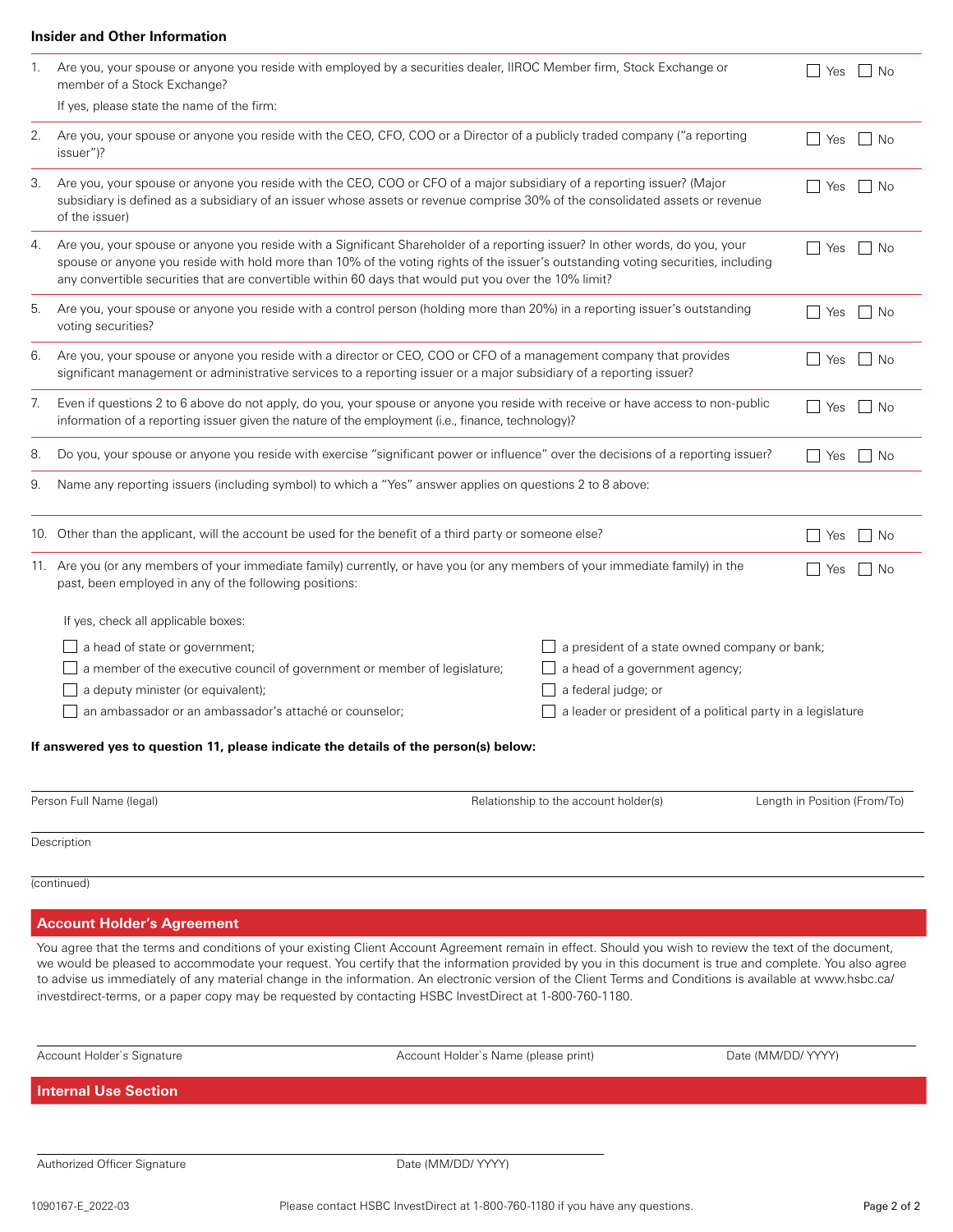### Insider and Other Information

1. Are you, your spouse or anyone you reside with employed by a securities dealer, IIROC Member firm, Stock Exchange or member of a Stock Exchange? ☐ Yes ☐ No

   If yes, please state the name of the firm:

2. Are you, your spouse or anyone you reside with the CEO, CFO, COO or a Director of a publicly traded company ("a reporting issuer")? ☐ Yes ☐ No

3. Are you, your spouse or anyone you reside with the CEO, COO or CFO of a major subsidiary of a reporting issuer? (Major subsidiary is defined as a subsidiary of an issuer whose assets or revenue comprise 30% of the consolidated assets or revenue of the issuer) ☐ Yes ☐ No

4. Are you, your spouse or anyone you reside with a Significant Shareholder of a reporting issuer? In other words, do you, your spouse or anyone you reside with hold more than 10% of the voting rights of the issuer's outstanding voting securities, including any convertible securities that are convertible within 60 days that would put you over the 10% limit? ☐ Yes ☐ No

5. Are you, your spouse or anyone you reside with a control person (holding more than 20%) in a reporting issuer's outstanding voting securities? ☐ Yes ☐ No

6. Are you, your spouse or anyone you reside with a director or CEO, COO or CFO of a management company that provides significant management or administrative services to a reporting issuer or a major subsidiary of a reporting issuer? ☐ Yes ☐ No

7. Even if questions 2 to 6 above do not apply, do you, your spouse or anyone you reside with receive or have access to non-public information of a reporting issuer given the nature of the employment (i.e., finance, technology)? ☐ Yes ☐ No

8. Do you, your spouse or anyone you reside with exercise "significant power or influence" over the decisions of a reporting issuer? ☐ Yes ☐ No

9. Name any reporting issuers (including symbol) to which a "Yes" answer applies on questions 2 to 8 above:

10. Other than the applicant, will the account be used for the benefit of a third party or someone else? ☐ Yes ☐ No

11. Are you (or any members of your immediate family) currently, or have you (or any members of your immediate family) in the past, been employed in any of the following positions? ☐ Yes ☐ No

    If yes, check all applicable boxes:

    - ☐ a head of state or government;
    - ☐ a member of the executive council of government or member of legislature;
    - ☐ a deputy minister (or equivalent);
    - ☐ an ambassador or an ambassador's attaché or counselor;
    - ☐ a president of a state owned company or bank;
    - ☐ a head of a government agency;
    - ☐ a federal judge; or
    - ☐ a leader or president of a political party in a legislature

**If answered yes to question 11, please indicate the details of the person(s) below:**

Person Full Name (legal) | Relationship to the account holder(s) | Length in Position (From/To)

Description

(continued)

## Account Holder's Agreement

You agree that the terms and conditions of your existing Client Account Agreement remain in effect. Should you wish to review the text of the document, we would be pleased to accommodate your request. You certify that the information provided by you in this document is true and complete. You also agree to advise us immediately of any material change in the information. An electronic version of the Client Terms and Conditions is available at www.hsbc.ca/investdirect-terms, or a paper copy may be requested by contacting HSBC InvestDirect at 1-800-760-1180.

Account Holder`s Signature | Account Holder`s Name (please print) | Date (MM/DD/ YYYY)

## Internal Use Section

Authorized Officer Signature | Date (MM/DD/ YYYY)

1090167-E_2022-03 Please contact HSBC InvestDirect at 1-800-760-1180 if you have any questions.